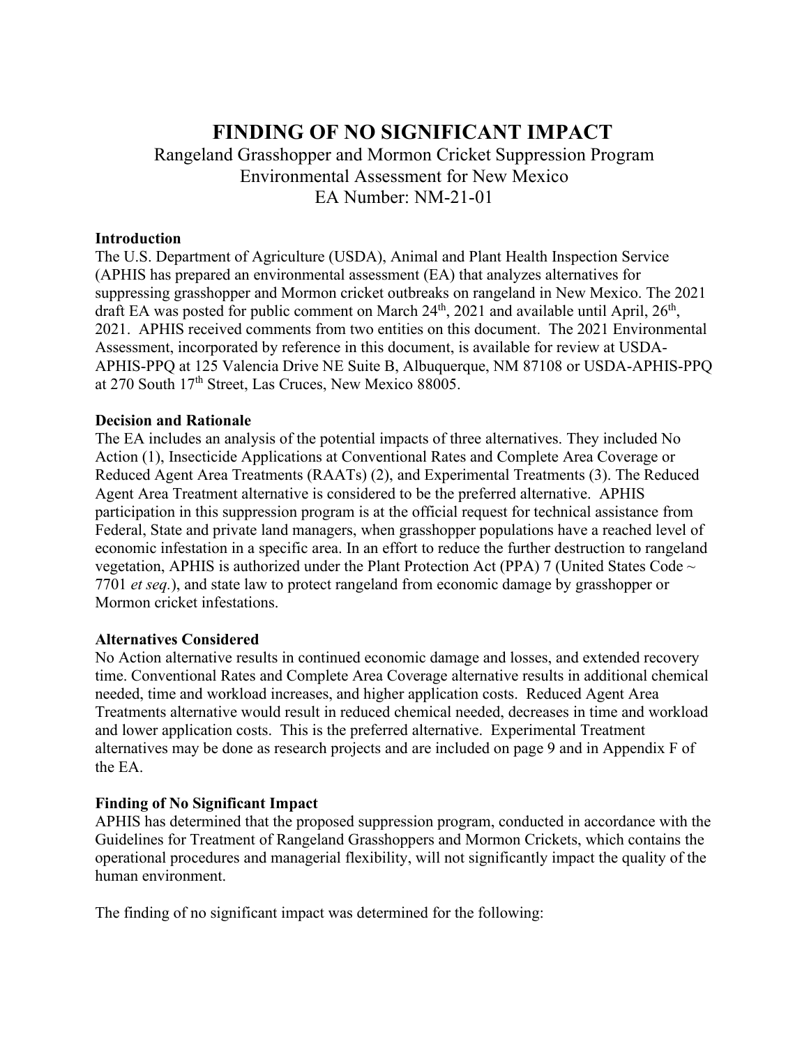# FINDING OF NO SIGNIFICANT IMPACT

Rangeland Grasshopper and Mormon Cricket Suppression Program
Environmental Assessment for New Mexico
EA Number: NM-21-01

## Introduction

The U.S. Department of Agriculture (USDA), Animal and Plant Health Inspection Service (APHIS has prepared an environmental assessment (EA) that analyzes alternatives for suppressing grasshopper and Mormon cricket outbreaks on rangeland in New Mexico. The 2021 draft EA was posted for public comment on March 24th, 2021 and available until April, 26th, 2021. APHIS received comments from two entities on this document. The 2021 Environmental Assessment, incorporated by reference in this document, is available for review at USDA-APHIS-PPQ at 125 Valencia Drive NE Suite B, Albuquerque, NM 87108 or USDA-APHIS-PPQ at 270 South 17th Street, Las Cruces, New Mexico 88005.

## Decision and Rationale

The EA includes an analysis of the potential impacts of three alternatives. They included No Action (1), Insecticide Applications at Conventional Rates and Complete Area Coverage or Reduced Agent Area Treatments (RAATs) (2), and Experimental Treatments (3). The Reduced Agent Area Treatment alternative is considered to be the preferred alternative. APHIS participation in this suppression program is at the official request for technical assistance from Federal, State and private land managers, when grasshopper populations have a reached level of economic infestation in a specific area. In an effort to reduce the further destruction to rangeland vegetation, APHIS is authorized under the Plant Protection Act (PPA) 7 (United States Code ~ 7701 *et seq.*), and state law to protect rangeland from economic damage by grasshopper or Mormon cricket infestations.

## Alternatives Considered

No Action alternative results in continued economic damage and losses, and extended recovery time. Conventional Rates and Complete Area Coverage alternative results in additional chemical needed, time and workload increases, and higher application costs. Reduced Agent Area Treatments alternative would result in reduced chemical needed, decreases in time and workload and lower application costs. This is the preferred alternative. Experimental Treatment alternatives may be done as research projects and are included on page 9 and in Appendix F of the EA.

## Finding of No Significant Impact

APHIS has determined that the proposed suppression program, conducted in accordance with the Guidelines for Treatment of Rangeland Grasshoppers and Mormon Crickets, which contains the operational procedures and managerial flexibility, will not significantly impact the quality of the human environment.

The finding of no significant impact was determined for the following: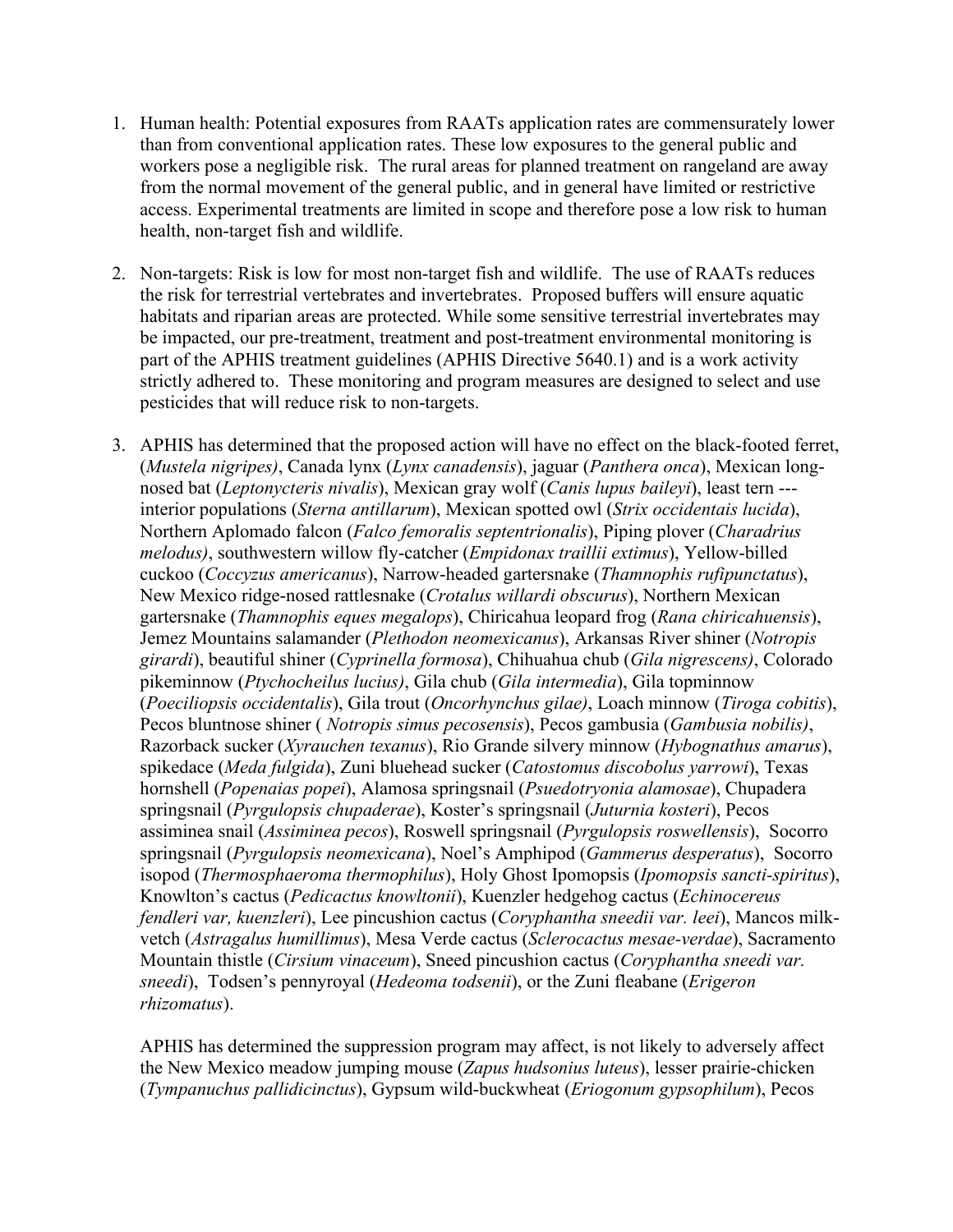1. Human health: Potential exposures from RAATs application rates are commensurately lower than from conventional application rates. These low exposures to the general public and workers pose a negligible risk. The rural areas for planned treatment on rangeland are away from the normal movement of the general public, and in general have limited or restrictive access. Experimental treatments are limited in scope and therefore pose a low risk to human health, non-target fish and wildlife.

2. Non-targets: Risk is low for most non-target fish and wildlife. The use of RAATs reduces the risk for terrestrial vertebrates and invertebrates. Proposed buffers will ensure aquatic habitats and riparian areas are protected. While some sensitive terrestrial invertebrates may be impacted, our pre-treatment, treatment and post-treatment environmental monitoring is part of the APHIS treatment guidelines (APHIS Directive 5640.1) and is a work activity strictly adhered to. These monitoring and program measures are designed to select and use pesticides that will reduce risk to non-targets.

3. APHIS has determined that the proposed action will have no effect on the black-footed ferret, (*Mustela nigripes)*, Canada lynx (*Lynx canadensis*), jaguar (*Panthera onca*), Mexican long-nosed bat (*Leptonycteris nivalis*), Mexican gray wolf (*Canis lupus baileyi*), least tern --- interior populations (*Sterna antillarum*), Mexican spotted owl (*Strix occidentais lucida*), Northern Aplomado falcon (*Falco femoralis septentrionalis*), Piping plover (*Charadrius melodus)*, southwestern willow fly-catcher (*Empidonax traillii extimus*), Yellow-billed cuckoo (*Coccyzus americanus*), Narrow-headed gartersnake (*Thamnophis rufipunctatus*), New Mexico ridge-nosed rattlesnake (*Crotalus willardi obscurus*), Northern Mexican gartersnake (*Thamnophis eques megalops*), Chiricahua leopard frog (*Rana chiricahuensis*), Jemez Mountains salamander (*Plethodon neomexicanus*), Arkansas River shiner (*Notropis girardi*), beautiful shiner (*Cyprinella formosa*), Chihuahua chub (*Gila nigrescens)*, Colorado pikeminnow (*Ptychocheilus lucius)*, Gila chub (*Gila intermedia*), Gila topminnow (*Poeciliopsis occidentalis*), Gila trout (*Oncorhynchus gilae)*, Loach minnow (*Tiroga cobitis*), Pecos bluntnose shiner ( *Notropis simus pecosensis*), Pecos gambusia (*Gambusia nobilis)*, Razorback sucker (*Xyrauchen texanus*), Rio Grande silvery minnow (*Hybognathus amarus*), spikedace (*Meda fulgida*), Zuni bluehead sucker (*Catostomus discobolus yarrowi*), Texas hornshell (*Popenaias popei*), Alamosa springsnail (*Psuedotryonia alamosae*), Chupadera springsnail (*Pyrgulopsis chupaderae*), Koster's springsnail (*Juturnia kosteri*), Pecos assiminea snail (*Assiminea pecos*), Roswell springsnail (*Pyrgulopsis roswellensis*), Socorro springsnail (*Pyrgulopsis neomexicana*), Noel's Amphipod (*Gammerus desperatus*), Socorro isopod (*Thermosphaeroma thermophilus*), Holy Ghost Ipomopsis (*Ipomopsis sancti-spiritus*), Knowlton's cactus (*Pedicactus knowltonii*), Kuenzler hedgehog cactus (*Echinocereus fendleri var, kuenzleri*), Lee pincushion cactus (*Coryphantha sneedii var. leei*), Mancos milk-vetch (*Astragalus humillimus*), Mesa Verde cactus (*Sclerocactus mesae-verdae*), Sacramento Mountain thistle (*Cirsium vinaceum*), Sneed pincushion cactus (*Coryphantha sneedi var. sneedi*), Todsen's pennyroyal (*Hedeoma todsenii*), or the Zuni fleabane (*Erigeron rhizomatus*).

   APHIS has determined the suppression program may affect, is not likely to adversely affect the New Mexico meadow jumping mouse (*Zapus hudsonius luteus*), lesser prairie-chicken (*Tympanuchus pallidicinctus*), Gypsum wild-buckwheat (*Eriogonum gypsophilum*), Pecos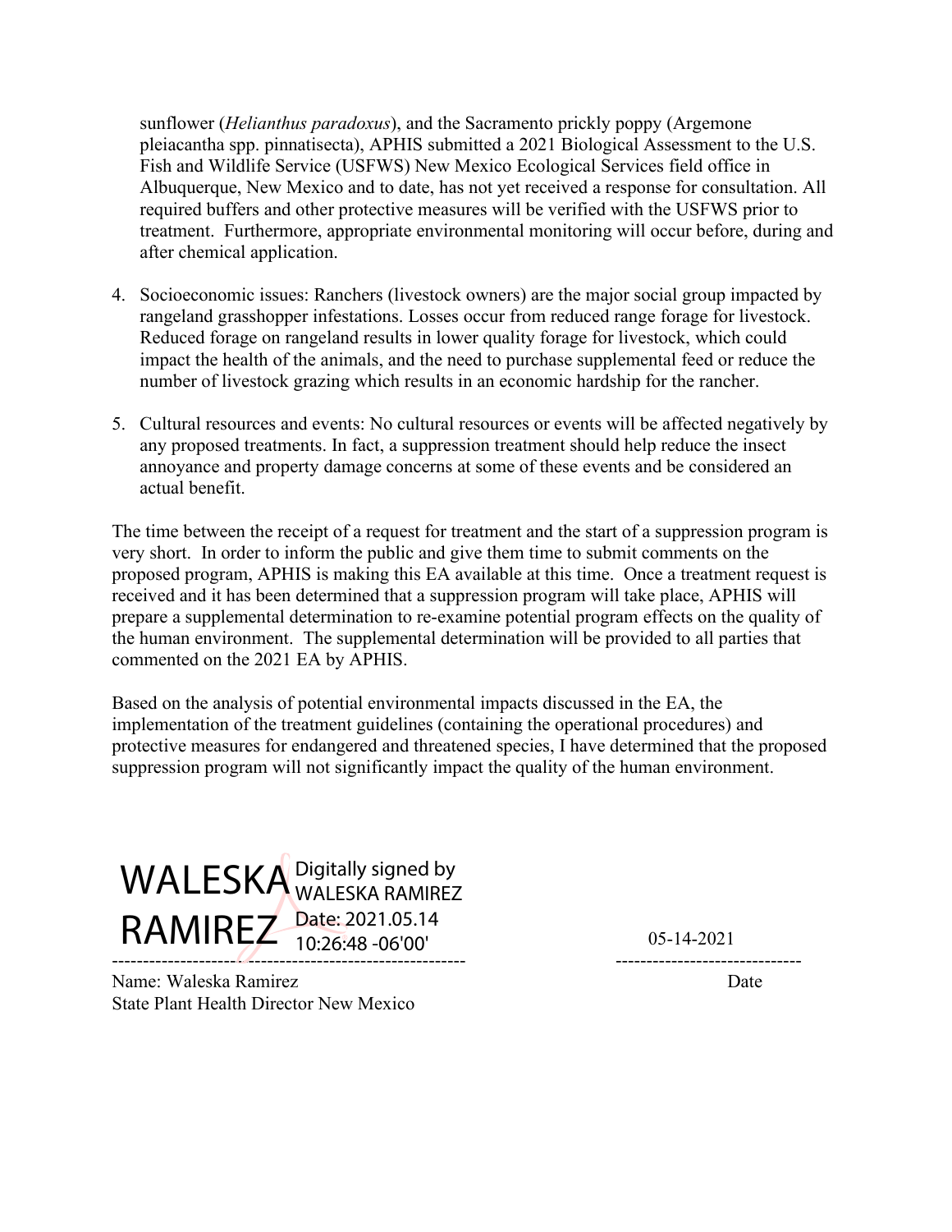sunflower (*Helianthus paradoxus*), and the Sacramento prickly poppy (Argemone pleiacantha spp. pinnatisecta), APHIS submitted a 2021 Biological Assessment to the U.S. Fish and Wildlife Service (USFWS) New Mexico Ecological Services field office in Albuquerque, New Mexico and to date, has not yet received a response for consultation. All required buffers and other protective measures will be verified with the USFWS prior to treatment. Furthermore, appropriate environmental monitoring will occur before, during and after chemical application.

4. Socioeconomic issues: Ranchers (livestock owners) are the major social group impacted by rangeland grasshopper infestations. Losses occur from reduced range forage for livestock. Reduced forage on rangeland results in lower quality forage for livestock, which could impact the health of the animals, and the need to purchase supplemental feed or reduce the number of livestock grazing which results in an economic hardship for the rancher.

5. Cultural resources and events: No cultural resources or events will be affected negatively by any proposed treatments. In fact, a suppression treatment should help reduce the insect annoyance and property damage concerns at some of these events and be considered an actual benefit.

The time between the receipt of a request for treatment and the start of a suppression program is very short. In order to inform the public and give them time to submit comments on the proposed program, APHIS is making this EA available at this time. Once a treatment request is received and it has been determined that a suppression program will take place, APHIS will prepare a supplemental determination to re-examine potential program effects on the quality of the human environment. The supplemental determination will be provided to all parties that commented on the 2021 EA by APHIS.

Based on the analysis of potential environmental impacts discussed in the EA, the implementation of the treatment guidelines (containing the operational procedures) and protective measures for endangered and threatened species, I have determined that the proposed suppression program will not significantly impact the quality of the human environment.

WALESKA RAMIREZ Digitally signed by WALESKA RAMIREZ Date: 2021.05.14 10:26:48 -06'00'

05-14-2021

Name: Waleska Ramirez
State Plant Health Director New Mexico

Date